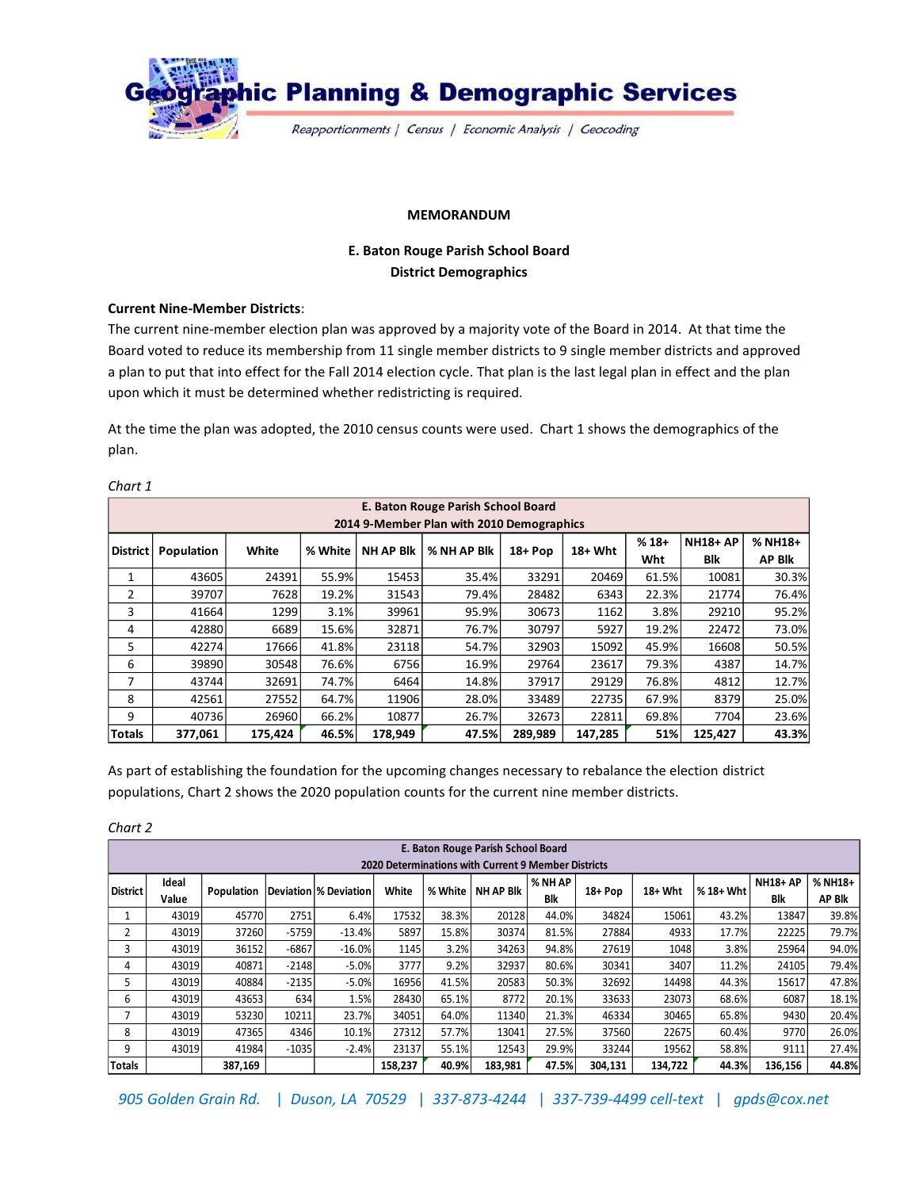Geographic Planning & Demographic Services

*Reapportionments | Census | Economic Analysis | Geocoding*

**MEMORANDUM**

**E. Baton Rouge Parish School Board**
**District Demographics**

**Current Nine-Member Districts**:
The current nine-member election plan was approved by a majority vote of the Board in 2014. At that time the Board voted to reduce its membership from 11 single member districts to 9 single member districts and approved a plan to put that into effect for the Fall 2014 election cycle. That plan is the last legal plan in effect and the plan upon which it must be determined whether redistricting is required.

At the time the plan was adopted, the 2010 census counts were used. Chart 1 shows the demographics of the plan.

*Chart 1*

| E. Baton Rouge Parish School Board 2014 9-Member Plan with 2010 Demographics | | | | | | | | | | |
|---|---|---|---|---|---|---|---|---|---|---|
| District | Population | White | % White | NH AP Blk | % NH AP Blk | 18+ Pop | 18+ Wht | % 18+ Wht | NH18+ AP Blk | % NH18+ AP Blk |
| 1 | 43605 | 24391 | 55.9% | 15453 | 35.4% | 33291 | 20469 | 61.5% | 10081 | 30.3% |
| 2 | 39707 | 7628 | 19.2% | 31543 | 79.4% | 28482 | 6343 | 22.3% | 21774 | 76.4% |
| 3 | 41664 | 1299 | 3.1% | 39961 | 95.9% | 30673 | 1162 | 3.8% | 29210 | 95.2% |
| 4 | 42880 | 6689 | 15.6% | 32871 | 76.7% | 30797 | 5927 | 19.2% | 22472 | 73.0% |
| 5 | 42274 | 17666 | 41.8% | 23118 | 54.7% | 32903 | 15092 | 45.9% | 16608 | 50.5% |
| 6 | 39890 | 30548 | 76.6% | 6756 | 16.9% | 29764 | 23617 | 79.3% | 4387 | 14.7% |
| 7 | 43744 | 32691 | 74.7% | 6464 | 14.8% | 37917 | 29129 | 76.8% | 4812 | 12.7% |
| 8 | 42561 | 27552 | 64.7% | 11906 | 28.0% | 33489 | 22735 | 67.9% | 8379 | 25.0% |
| 9 | 40736 | 26960 | 66.2% | 10877 | 26.7% | 32673 | 22811 | 69.8% | 7704 | 23.6% |
| **Totals** | **377,061** | **175,424** | **46.5%** | **178,949** | **47.5%** | **289,989** | **147,285** | **51%** | **125,427** | **43.3%** |

As part of establishing the foundation for the upcoming changes necessary to rebalance the election district populations, Chart 2 shows the 2020 population counts for the current nine member districts.

*Chart 2*

| E. Baton Rouge Parish School Board 2020 Determinations with Current 9 Member Districts | | | | | | | | | | | | | |
|---|---|---|---|---|---|---|---|---|---|---|---|---|---|
| District | Ideal Value | Population | Deviation | % Deviation | White | % White | NH AP Blk | % NH AP Blk | 18+ Pop | 18+ Wht | % 18+ Wht | NH18+ AP Blk | % NH18+ AP Blk |
| 1 | 43019 | 45770 | 2751 | 6.4% | 17532 | 38.3% | 20128 | 44.0% | 34824 | 15061 | 43.2% | 13847 | 39.8% |
| 2 | 43019 | 37260 | -5759 | -13.4% | 5897 | 15.8% | 30374 | 81.5% | 27884 | 4933 | 17.7% | 22225 | 79.7% |
| 3 | 43019 | 36152 | -6867 | -16.0% | 1145 | 3.2% | 34263 | 94.8% | 27619 | 1048 | 3.8% | 25964 | 94.0% |
| 4 | 43019 | 40871 | -2148 | -5.0% | 3777 | 9.2% | 32937 | 80.6% | 30341 | 3407 | 11.2% | 24105 | 79.4% |
| 5 | 43019 | 40884 | -2135 | -5.0% | 16956 | 41.5% | 20583 | 50.3% | 32692 | 14498 | 44.3% | 15617 | 47.8% |
| 6 | 43019 | 43653 | 634 | 1.5% | 28430 | 65.1% | 8772 | 20.1% | 33633 | 23073 | 68.6% | 6087 | 18.1% |
| 7 | 43019 | 53230 | 10211 | 23.7% | 34051 | 64.0% | 11340 | 21.3% | 46334 | 30465 | 65.8% | 9430 | 20.4% |
| 8 | 43019 | 47365 | 4346 | 10.1% | 27312 | 57.7% | 13041 | 27.5% | 37560 | 22675 | 60.4% | 9770 | 26.0% |
| 9 | 43019 | 41984 | -1035 | -2.4% | 23137 | 55.1% | 12543 | 29.9% | 33244 | 19562 | 58.8% | 9111 | 27.4% |
| **Totals** | | **387,169** | | | **158,237** | **40.9%** | **183,981** | **47.5%** | **304,131** | **134,722** | **44.3%** | **136,156** | **44.8%** |

*905 Golden Grain Rd. | Duson, LA 70529 | 337-873-4244 | 337-739-4499 cell-text | gpds@cox.net*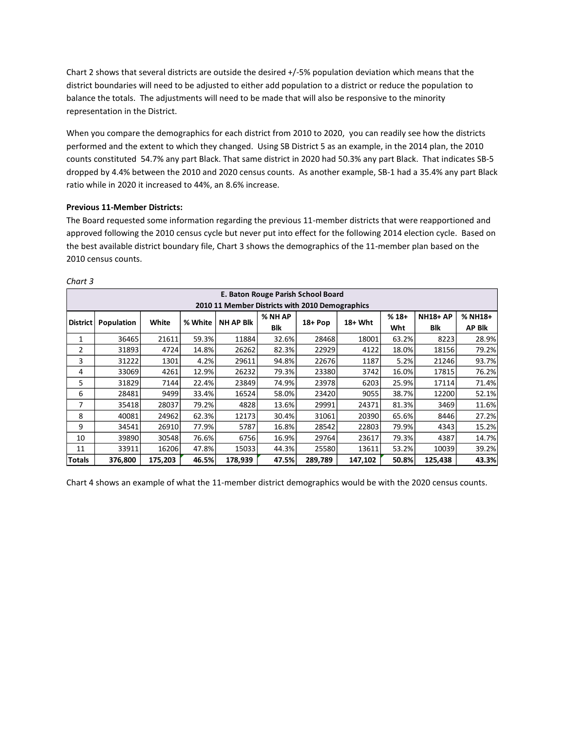Chart 2 shows that several districts are outside the desired +/-5% population deviation which means that the district boundaries will need to be adjusted to either add population to a district or reduce the population to balance the totals. The adjustments will need to be made that will also be responsive to the minority representation in the District.

When you compare the demographics for each district from 2010 to 2020, you can readily see how the districts performed and the extent to which they changed. Using SB District 5 as an example, in the 2014 plan, the 2010 counts constituted 54.7% any part Black. That same district in 2020 had 50.3% any part Black. That indicates SB-5 dropped by 4.4% between the 2010 and 2020 census counts. As another example, SB-1 had a 35.4% any part Black ratio while in 2020 it increased to 44%, an 8.6% increase.

**Previous 11-Member Districts:**

The Board requested some information regarding the previous 11-member districts that were reapportioned and approved following the 2010 census cycle but never put into effect for the following 2014 election cycle. Based on the best available district boundary file, Chart 3 shows the demographics of the 11-member plan based on the 2010 census counts.

*Chart 3*

| E. Baton Rouge Parish School Board<br>2010 11 Member Districts with 2010 Demographics | | | | | | | | | | |
|---|---|---|---|---|---|---|---|---|---|---|
| District | Population | White | % White | NH AP Blk | % NH AP Blk | 18+ Pop | 18+ Wht | % 18+ Wht | NH18+ AP Blk | % NH18+ AP Blk |
| 1 | 36465 | 21611 | 59.3% | 11884 | 32.6% | 28468 | 18001 | 63.2% | 8223 | 28.9% |
| 2 | 31893 | 4724 | 14.8% | 26262 | 82.3% | 22929 | 4122 | 18.0% | 18156 | 79.2% |
| 3 | 31222 | 1301 | 4.2% | 29611 | 94.8% | 22676 | 1187 | 5.2% | 21246 | 93.7% |
| 4 | 33069 | 4261 | 12.9% | 26232 | 79.3% | 23380 | 3742 | 16.0% | 17815 | 76.2% |
| 5 | 31829 | 7144 | 22.4% | 23849 | 74.9% | 23978 | 6203 | 25.9% | 17114 | 71.4% |
| 6 | 28481 | 9499 | 33.4% | 16524 | 58.0% | 23420 | 9055 | 38.7% | 12200 | 52.1% |
| 7 | 35418 | 28037 | 79.2% | 4828 | 13.6% | 29991 | 24371 | 81.3% | 3469 | 11.6% |
| 8 | 40081 | 24962 | 62.3% | 12173 | 30.4% | 31061 | 20390 | 65.6% | 8446 | 27.2% |
| 9 | 34541 | 26910 | 77.9% | 5787 | 16.8% | 28542 | 22803 | 79.9% | 4343 | 15.2% |
| 10 | 39890 | 30548 | 76.6% | 6756 | 16.9% | 29764 | 23617 | 79.3% | 4387 | 14.7% |
| 11 | 33911 | 16206 | 47.8% | 15033 | 44.3% | 25580 | 13611 | 53.2% | 10039 | 39.2% |
| **Totals** | **376,800** | **175,203** | **46.5%** | **178,939** | **47.5%** | **289,789** | **147,102** | **50.8%** | **125,438** | **43.3%** |

Chart 4 shows an example of what the 11-member district demographics would be with the 2020 census counts.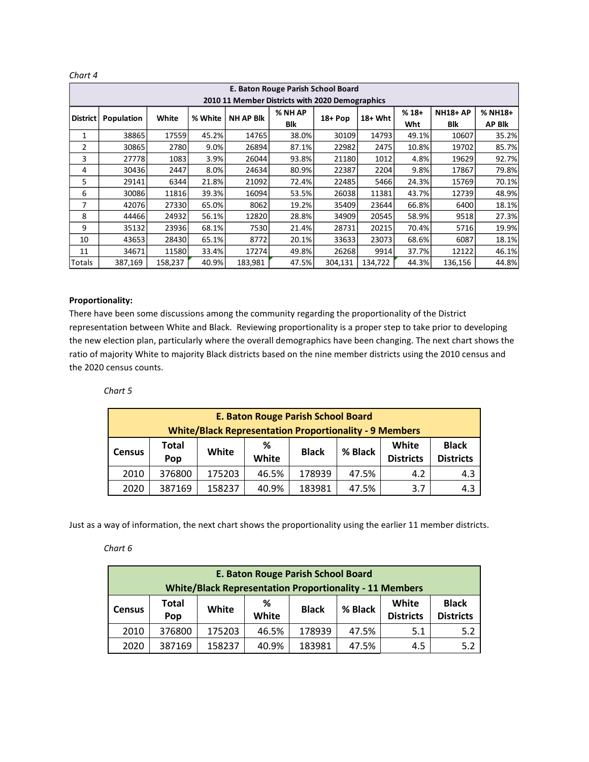*Chart 4*

| E. Baton Rouge Parish School Board<br>2010 11 Member Districts with 2020 Demographics | | | | | | | | | | |
|---|---|---|---|---|---|---|---|---|---|---|
| District | Population | White | % White | NH AP Blk | % NH AP Blk | 18+ Pop | 18+ Wht | % 18+ Wht | NH18+ AP Blk | % NH18+ AP Blk |
| 1 | 38865 | 17559 | 45.2% | 14765 | 38.0% | 30109 | 14793 | 49.1% | 10607 | 35.2% |
| 2 | 30865 | 2780 | 9.0% | 26894 | 87.1% | 22982 | 2475 | 10.8% | 19702 | 85.7% |
| 3 | 27778 | 1083 | 3.9% | 26044 | 93.8% | 21180 | 1012 | 4.8% | 19629 | 92.7% |
| 4 | 30436 | 2447 | 8.0% | 24634 | 80.9% | 22387 | 2204 | 9.8% | 17867 | 79.8% |
| 5 | 29141 | 6344 | 21.8% | 21092 | 72.4% | 22485 | 5466 | 24.3% | 15769 | 70.1% |
| 6 | 30086 | 11816 | 39.3% | 16094 | 53.5% | 26038 | 11381 | 43.7% | 12739 | 48.9% |
| 7 | 42076 | 27330 | 65.0% | 8062 | 19.2% | 35409 | 23644 | 66.8% | 6400 | 18.1% |
| 8 | 44466 | 24932 | 56.1% | 12820 | 28.8% | 34909 | 20545 | 58.9% | 9518 | 27.3% |
| 9 | 35132 | 23936 | 68.1% | 7530 | 21.4% | 28731 | 20215 | 70.4% | 5716 | 19.9% |
| 10 | 43653 | 28430 | 65.1% | 8772 | 20.1% | 33633 | 23073 | 68.6% | 6087 | 18.1% |
| 11 | 34671 | 11580 | 33.4% | 17274 | 49.8% | 26268 | 9914 | 37.7% | 12122 | 46.1% |
| Totals | 387,169 | 158,237 | 40.9% | 183,981 | 47.5% | 304,131 | 134,722 | 44.3% | 136,156 | 44.8% |

**Proportionality:**

There have been some discussions among the community regarding the proportionality of the District representation between White and Black. Reviewing proportionality is a proper step to take prior to developing the new election plan, particularly where the overall demographics have been changing. The next chart shows the ratio of majority White to majority Black districts based on the nine member districts using the 2010 census and the 2020 census counts.

*Chart 5*

| E. Baton Rouge Parish School Board<br>White/Black Representation Proportionality - 9 Members | | | | | | | |
|---|---|---|---|---|---|---|---|
| Census | Total Pop | White | % White | Black | % Black | White Districts | Black Districts |
| 2010 | 376800 | 175203 | 46.5% | 178939 | 47.5% | 4.2 | 4.3 |
| 2020 | 387169 | 158237 | 40.9% | 183981 | 47.5% | 3.7 | 4.3 |

Just as a way of information, the next chart shows the proportionality using the earlier 11 member districts.

*Chart 6*

| E. Baton Rouge Parish School Board<br>White/Black Representation Proportionality - 11 Members | | | | | | | |
|---|---|---|---|---|---|---|---|
| Census | Total Pop | White | % White | Black | % Black | White Districts | Black Districts |
| 2010 | 376800 | 175203 | 46.5% | 178939 | 47.5% | 5.1 | 5.2 |
| 2020 | 387169 | 158237 | 40.9% | 183981 | 47.5% | 4.5 | 5.2 |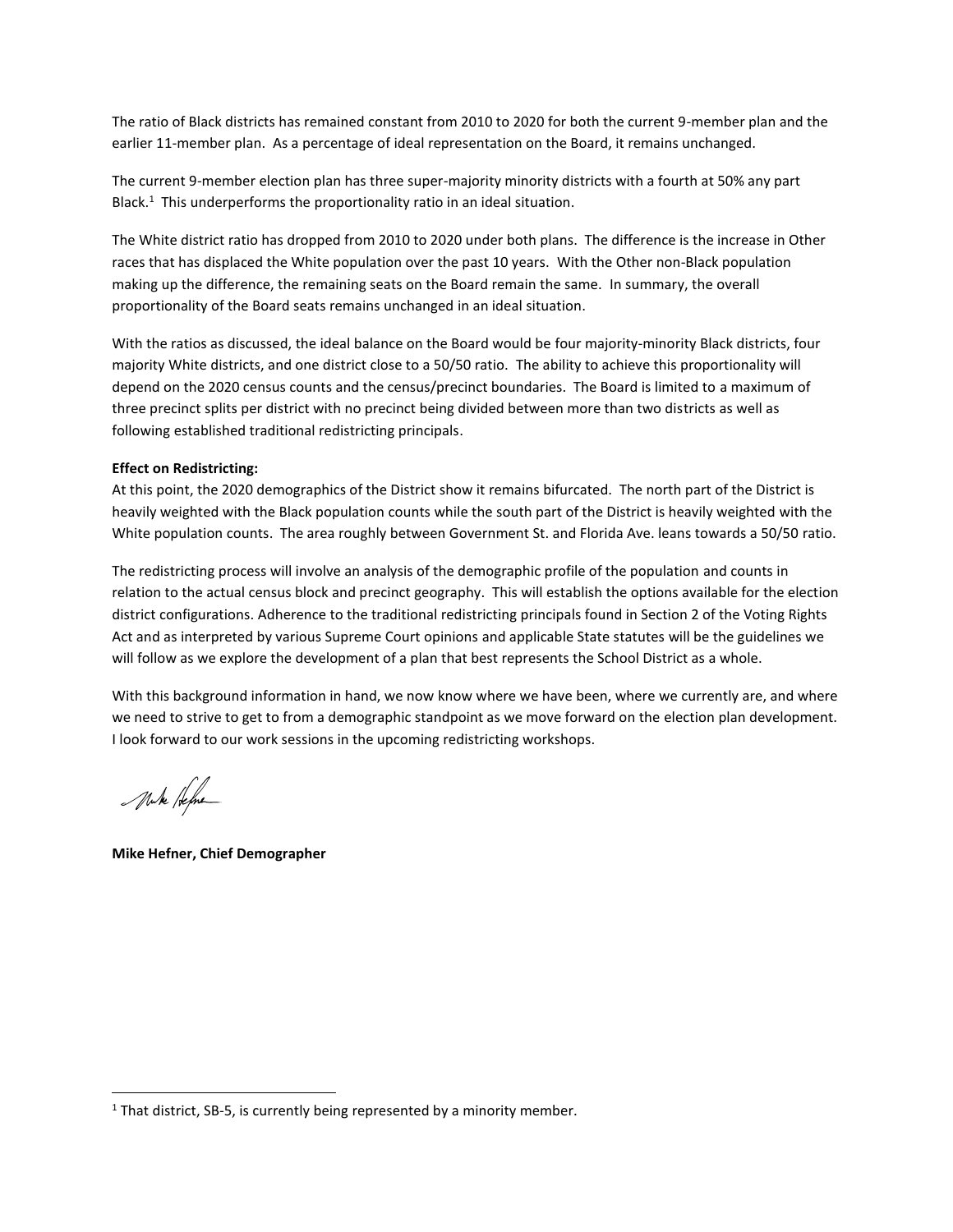The ratio of Black districts has remained constant from 2010 to 2020 for both the current 9-member plan and the earlier 11-member plan. As a percentage of ideal representation on the Board, it remains unchanged.

The current 9-member election plan has three super-majority minority districts with a fourth at 50% any part Black.[1] This underperforms the proportionality ratio in an ideal situation.

The White district ratio has dropped from 2010 to 2020 under both plans. The difference is the increase in Other races that has displaced the White population over the past 10 years. With the Other non-Black population making up the difference, the remaining seats on the Board remain the same. In summary, the overall proportionality of the Board seats remains unchanged in an ideal situation.

With the ratios as discussed, the ideal balance on the Board would be four majority-minority Black districts, four majority White districts, and one district close to a 50/50 ratio. The ability to achieve this proportionality will depend on the 2020 census counts and the census/precinct boundaries. The Board is limited to a maximum of three precinct splits per district with no precinct being divided between more than two districts as well as following established traditional redistricting principals.

**Effect on Redistricting:**

At this point, the 2020 demographics of the District show it remains bifurcated. The north part of the District is heavily weighted with the Black population counts while the south part of the District is heavily weighted with the White population counts. The area roughly between Government St. and Florida Ave. leans towards a 50/50 ratio.

The redistricting process will involve an analysis of the demographic profile of the population and counts in relation to the actual census block and precinct geography. This will establish the options available for the election district configurations. Adherence to the traditional redistricting principals found in Section 2 of the Voting Rights Act and as interpreted by various Supreme Court opinions and applicable State statutes will be the guidelines we will follow as we explore the development of a plan that best represents the School District as a whole.

With this background information in hand, we now know where we have been, where we currently are, and where we need to strive to get to from a demographic standpoint as we move forward on the election plan development. I look forward to our work sessions in the upcoming redistricting workshops.

**Mike Hefner, Chief Demographer**

[1] That district, SB-5, is currently being represented by a minority member.